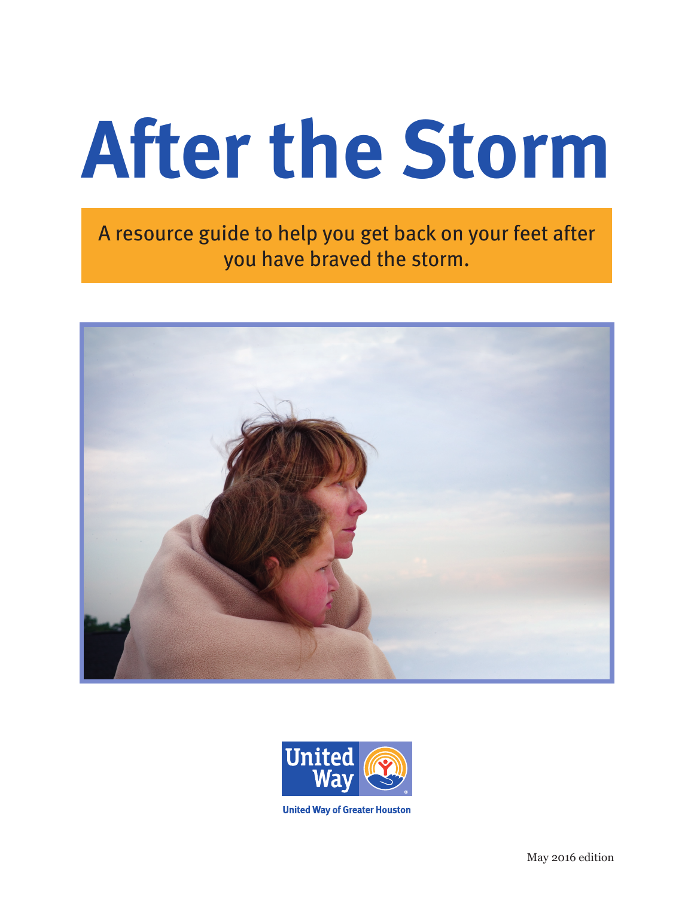# After the Storm

A resource guide to help you get back on your feet after you have braved the storm.

United Way

United Way of Greater Houston

May 2016 edition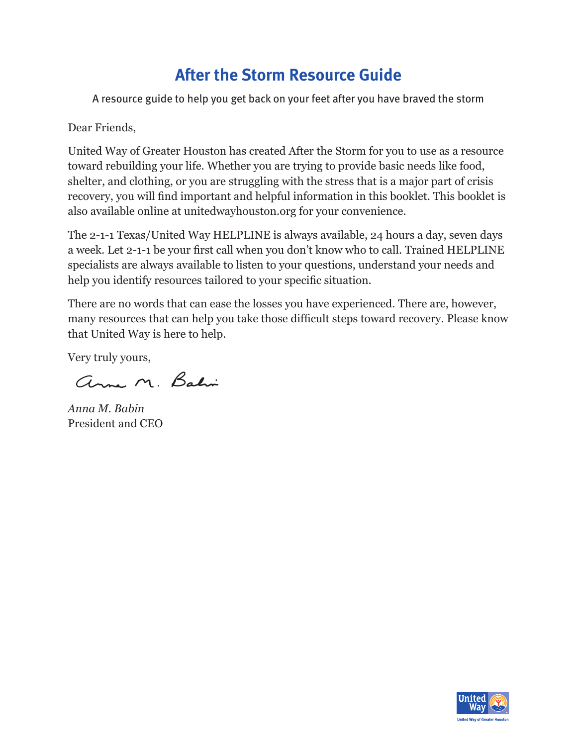# After the Storm Resource Guide

A resource guide to help you get back on your feet after you have braved the storm

Dear Friends,

United Way of Greater Houston has created After the Storm for you to use as a resource toward rebuilding your life. Whether you are trying to provide basic needs like food, shelter, and clothing, or you are struggling with the stress that is a major part of crisis recovery, you will find important and helpful information in this booklet. This booklet is also available online at unitedwayhouston.org for your convenience.

The 2-1-1 Texas/United Way HELPLINE is always available, 24 hours a day, seven days a week. Let 2-1-1 be your first call when you don't know who to call. Trained HELPLINE specialists are always available to listen to your questions, understand your needs and help you identify resources tailored to your specific situation.

There are no words that can ease the losses you have experienced. There are, however, many resources that can help you take those difficult steps toward recovery. Please know that United Way is here to help.

Very truly yours,

Anna M. Babin

*Anna M. Babin*
President and CEO

United Way
United Way of Greater Houston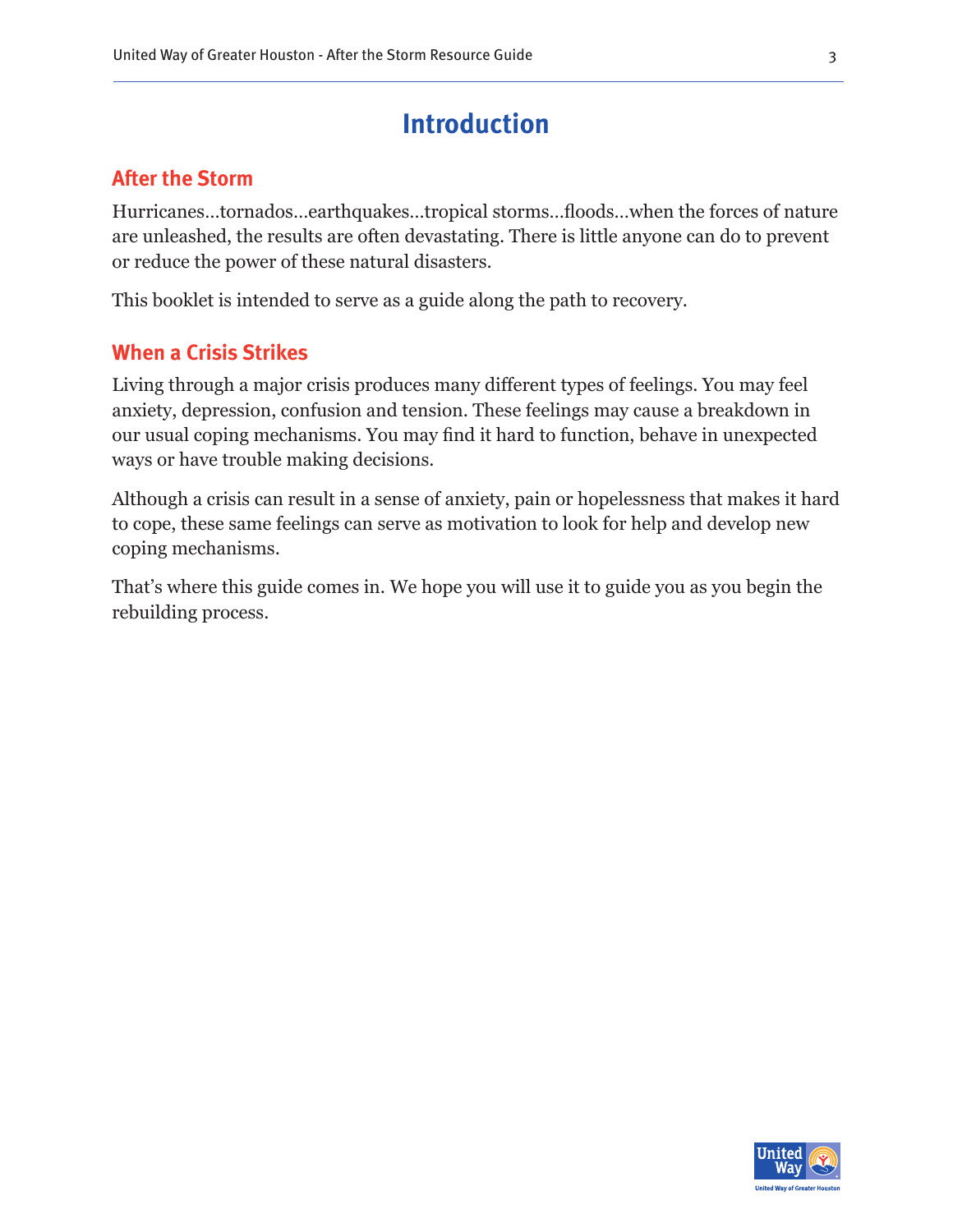# Introduction

## After the Storm

Hurricanes…tornados…earthquakes…tropical storms…floods…when the forces of nature are unleashed, the results are often devastating. There is little anyone can do to prevent or reduce the power of these natural disasters.

This booklet is intended to serve as a guide along the path to recovery.

## When a Crisis Strikes

Living through a major crisis produces many different types of feelings. You may feel anxiety, depression, confusion and tension. These feelings may cause a breakdown in our usual coping mechanisms. You may find it hard to function, behave in unexpected ways or have trouble making decisions.

Although a crisis can result in a sense of anxiety, pain or hopelessness that makes it hard to cope, these same feelings can serve as motivation to look for help and develop new coping mechanisms.

That's where this guide comes in. We hope you will use it to guide you as you begin the rebuilding process.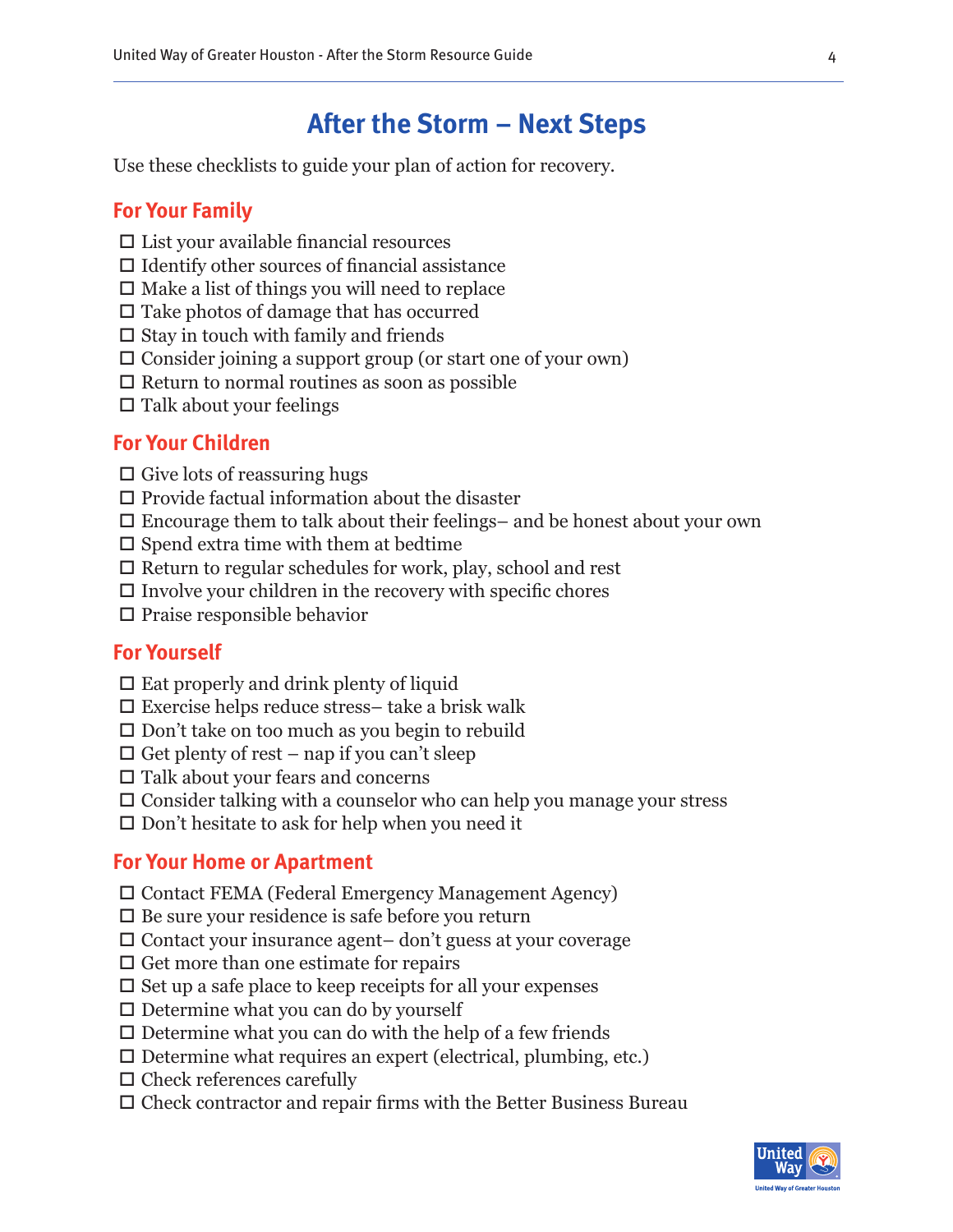# After the Storm – Next Steps

Use these checklists to guide your plan of action for recovery.

## For Your Family

- ☐ List your available financial resources
- ☐ Identify other sources of financial assistance
- ☐ Make a list of things you will need to replace
- ☐ Take photos of damage that has occurred
- ☐ Stay in touch with family and friends
- ☐ Consider joining a support group (or start one of your own)
- ☐ Return to normal routines as soon as possible
- ☐ Talk about your feelings

## For Your Children

- ☐ Give lots of reassuring hugs
- ☐ Provide factual information about the disaster
- ☐ Encourage them to talk about their feelings– and be honest about your own
- ☐ Spend extra time with them at bedtime
- ☐ Return to regular schedules for work, play, school and rest
- ☐ Involve your children in the recovery with specific chores
- ☐ Praise responsible behavior

## For Yourself

- ☐ Eat properly and drink plenty of liquid
- ☐ Exercise helps reduce stress– take a brisk walk
- ☐ Don't take on too much as you begin to rebuild
- ☐ Get plenty of rest – nap if you can't sleep
- ☐ Talk about your fears and concerns
- ☐ Consider talking with a counselor who can help you manage your stress
- ☐ Don't hesitate to ask for help when you need it

## For Your Home or Apartment

- ☐ Contact FEMA (Federal Emergency Management Agency)
- ☐ Be sure your residence is safe before you return
- ☐ Contact your insurance agent– don't guess at your coverage
- ☐ Get more than one estimate for repairs
- ☐ Set up a safe place to keep receipts for all your expenses
- ☐ Determine what you can do by yourself
- ☐ Determine what you can do with the help of a few friends
- ☐ Determine what requires an expert (electrical, plumbing, etc.)
- ☐ Check references carefully
- ☐ Check contractor and repair firms with the Better Business Bureau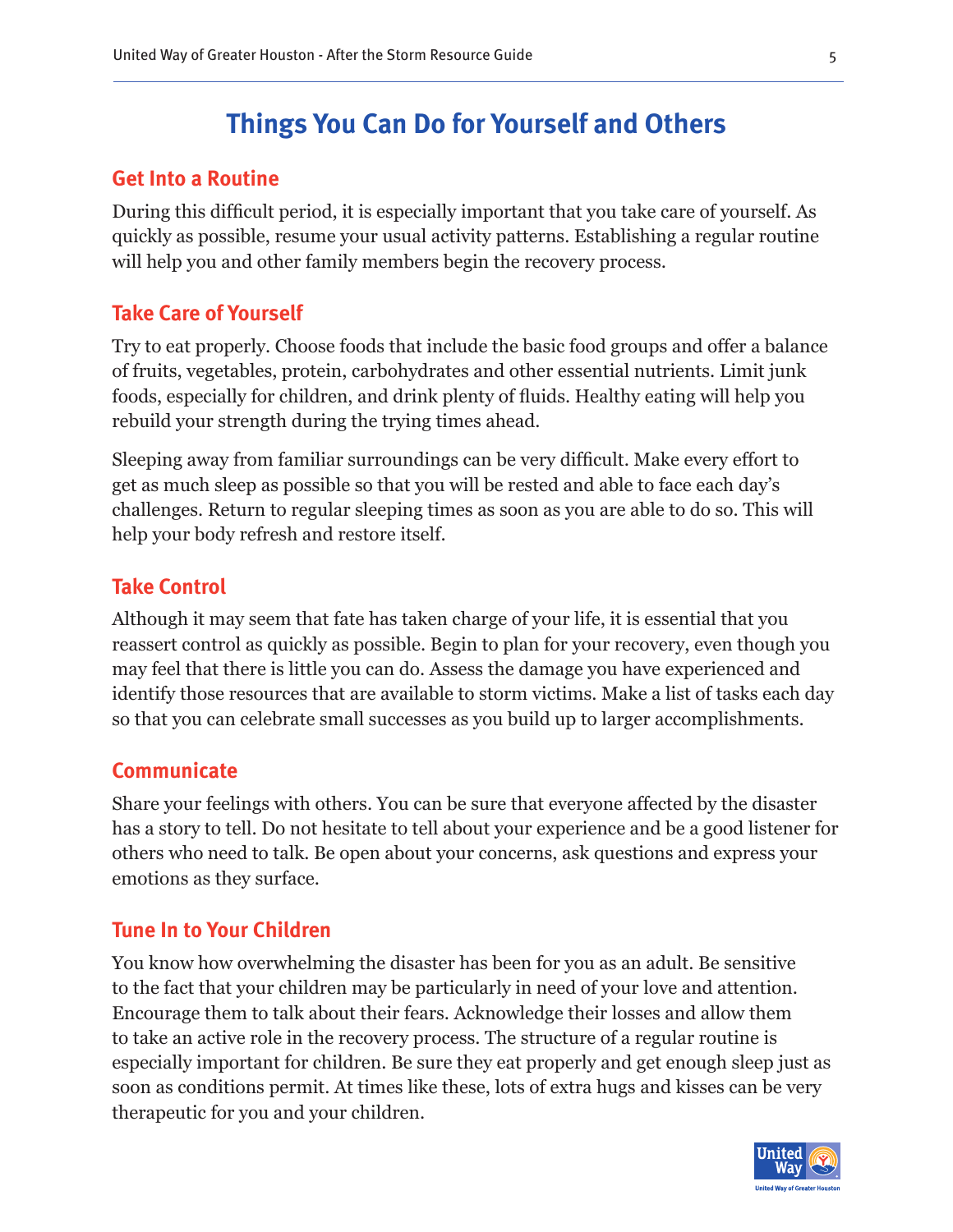# Things You Can Do for Yourself and Others

## Get Into a Routine

During this difficult period, it is especially important that you take care of yourself. As quickly as possible, resume your usual activity patterns. Establishing a regular routine will help you and other family members begin the recovery process.

## Take Care of Yourself

Try to eat properly. Choose foods that include the basic food groups and offer a balance of fruits, vegetables, protein, carbohydrates and other essential nutrients. Limit junk foods, especially for children, and drink plenty of fluids. Healthy eating will help you rebuild your strength during the trying times ahead.

Sleeping away from familiar surroundings can be very difficult. Make every effort to get as much sleep as possible so that you will be rested and able to face each day's challenges. Return to regular sleeping times as soon as you are able to do so. This will help your body refresh and restore itself.

## Take Control

Although it may seem that fate has taken charge of your life, it is essential that you reassert control as quickly as possible. Begin to plan for your recovery, even though you may feel that there is little you can do. Assess the damage you have experienced and identify those resources that are available to storm victims. Make a list of tasks each day so that you can celebrate small successes as you build up to larger accomplishments.

## Communicate

Share your feelings with others. You can be sure that everyone affected by the disaster has a story to tell. Do not hesitate to tell about your experience and be a good listener for others who need to talk. Be open about your concerns, ask questions and express your emotions as they surface.

## Tune In to Your Children

You know how overwhelming the disaster has been for you as an adult. Be sensitive to the fact that your children may be particularly in need of your love and attention. Encourage them to talk about their fears. Acknowledge their losses and allow them to take an active role in the recovery process. The structure of a regular routine is especially important for children. Be sure they eat properly and get enough sleep just as soon as conditions permit. At times like these, lots of extra hugs and kisses can be very therapeutic for you and your children.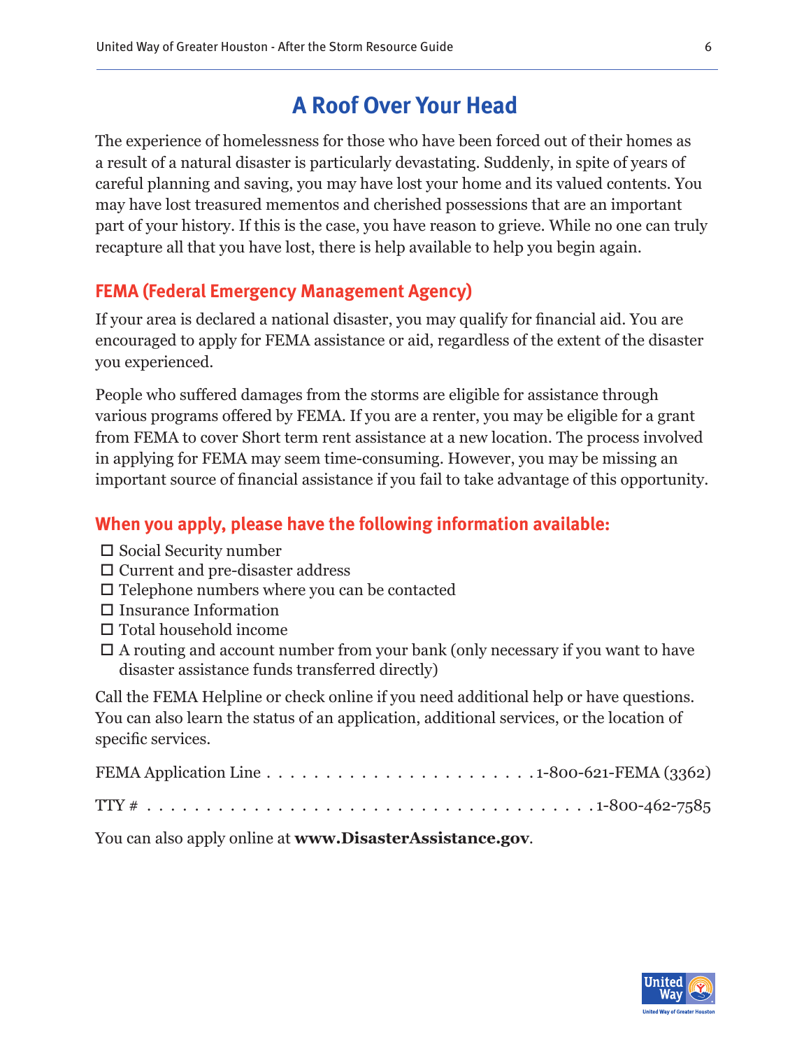# A Roof Over Your Head

The experience of homelessness for those who have been forced out of their homes as a result of a natural disaster is particularly devastating. Suddenly, in spite of years of careful planning and saving, you may have lost your home and its valued contents. You may have lost treasured mementos and cherished possessions that are an important part of your history. If this is the case, you have reason to grieve. While no one can truly recapture all that you have lost, there is help available to help you begin again.

## FEMA (Federal Emergency Management Agency)

If your area is declared a national disaster, you may qualify for financial aid. You are encouraged to apply for FEMA assistance or aid, regardless of the extent of the disaster you experienced.

People who suffered damages from the storms are eligible for assistance through various programs offered by FEMA. If you are a renter, you may be eligible for a grant from FEMA to cover Short term rent assistance at a new location. The process involved in applying for FEMA may seem time-consuming. However, you may be missing an important source of financial assistance if you fail to take advantage of this opportunity.

## When you apply, please have the following information available:

- ☐ Social Security number
- ☐ Current and pre-disaster address
- ☐ Telephone numbers where you can be contacted
- ☐ Insurance Information
- ☐ Total household income
- ☐ A routing and account number from your bank (only necessary if you want to have disaster assistance funds transferred directly)

Call the FEMA Helpline or check online if you need additional help or have questions. You can also learn the status of an application, additional services, or the location of specific services.

FEMA Application Line . . . . . . . . . . . . . . . . . . . . . . 1-800-621-FEMA (3362)

TTY # . . . . . . . . . . . . . . . . . . . . . . . . . . . . . . . . . . . . . . 1-800-462-7585

You can also apply online at **www.DisasterAssistance.gov**.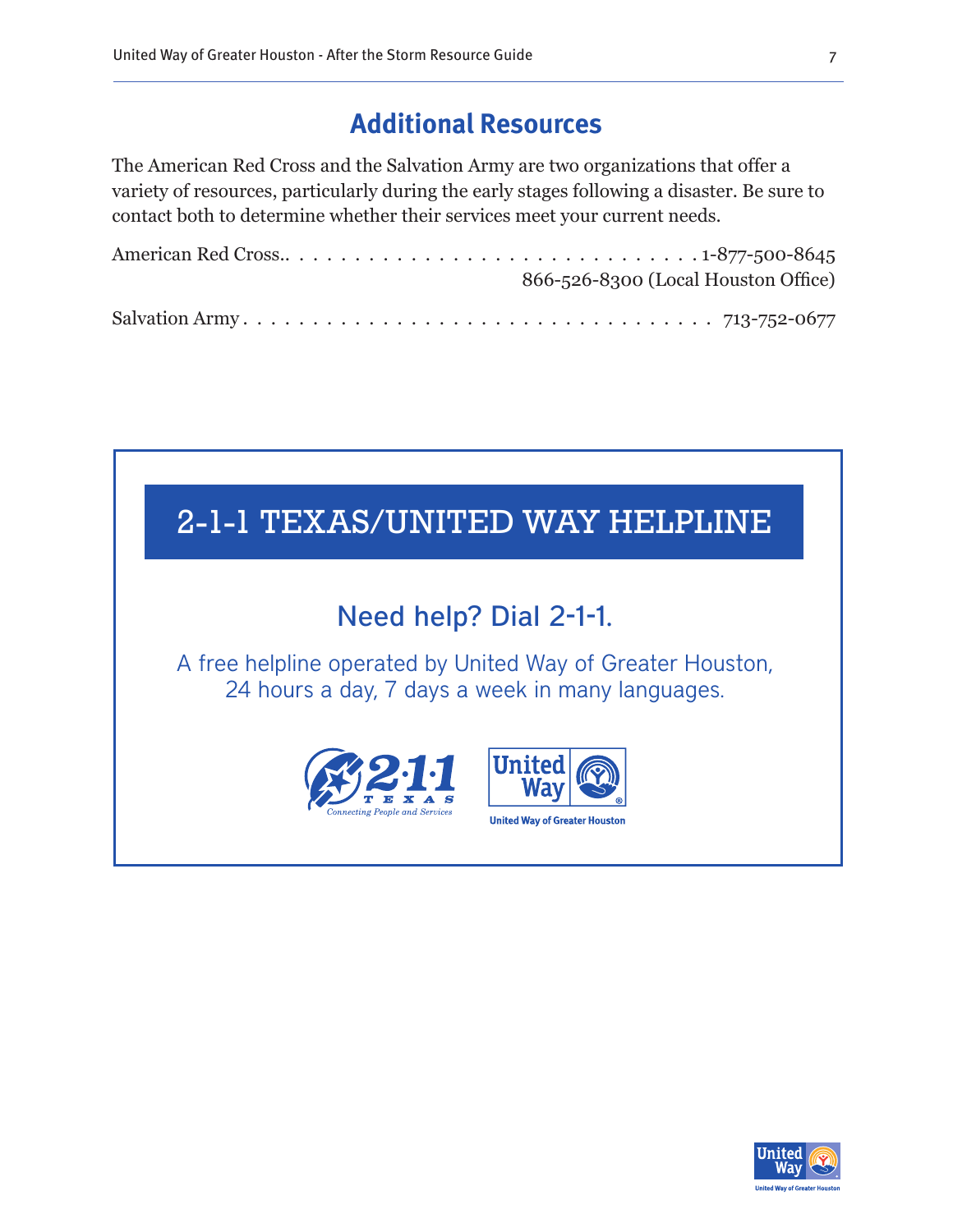## Additional Resources

The American Red Cross and the Salvation Army are two organizations that offer a variety of resources, particularly during the early stages following a disaster. Be sure to contact both to determine whether their services meet your current needs.

American Red Cross.. . . . . . . . . . . . . . . . . . . . . . . . . . . . . 1-877-500-8645
866-526-8300 (Local Houston Office)

Salvation Army . . . . . . . . . . . . . . . . . . . . . . . . . . . . . . . . 713-752-0677

## 2-1-1 TEXAS/UNITED WAY HELPLINE

### Need help? Dial 2-1-1.

A free helpline operated by United Way of Greater Houston, 24 hours a day, 7 days a week in many languages.

2-1-1 TEXAS *Connecting People and Services*

United Way — United Way of Greater Houston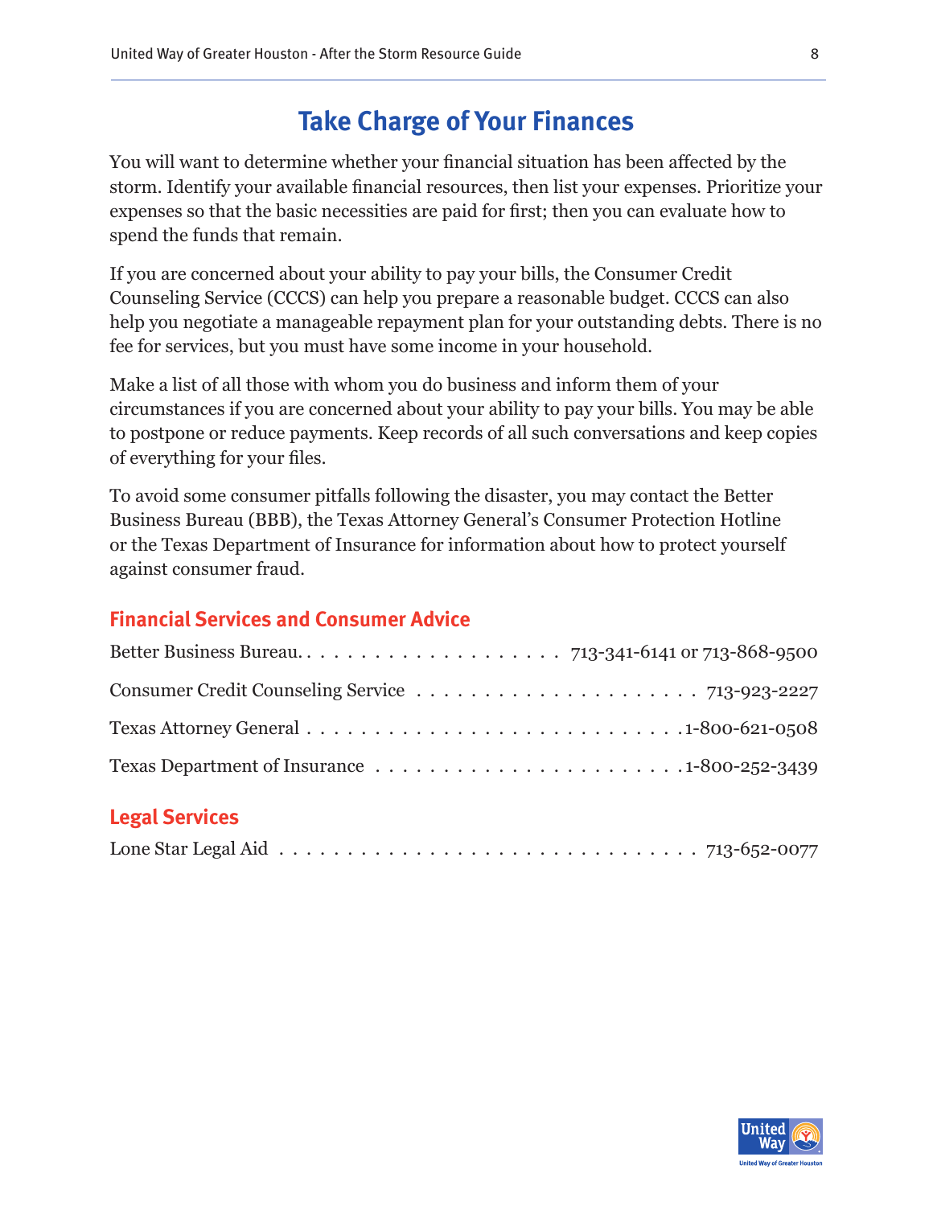# Take Charge of Your Finances

You will want to determine whether your financial situation has been affected by the storm. Identify your available financial resources, then list your expenses. Prioritize your expenses so that the basic necessities are paid for first; then you can evaluate how to spend the funds that remain.

If you are concerned about your ability to pay your bills, the Consumer Credit Counseling Service (CCCS) can help you prepare a reasonable budget. CCCS can also help you negotiate a manageable repayment plan for your outstanding debts. There is no fee for services, but you must have some income in your household.

Make a list of all those with whom you do business and inform them of your circumstances if you are concerned about your ability to pay your bills. You may be able to postpone or reduce payments. Keep records of all such conversations and keep copies of everything for your files.

To avoid some consumer pitfalls following the disaster, you may contact the Better Business Bureau (BBB), the Texas Attorney General's Consumer Protection Hotline or the Texas Department of Insurance for information about how to protect yourself against consumer fraud.

## Financial Services and Consumer Advice

Better Business Bureau. . . . . . . . . . . . . . . . . . . . 713-341-6141 or 713-868-9500

Consumer Credit Counseling Service . . . . . . . . . . . . . . . . . . . . . 713-923-2227

Texas Attorney General . . . . . . . . . . . . . . . . . . . . . . . . . . . 1-800-621-0508

Texas Department of Insurance . . . . . . . . . . . . . . . . . . . . . . 1-800-252-3439

## Legal Services

Lone Star Legal Aid . . . . . . . . . . . . . . . . . . . . . . . . . . . . . 713-652-0077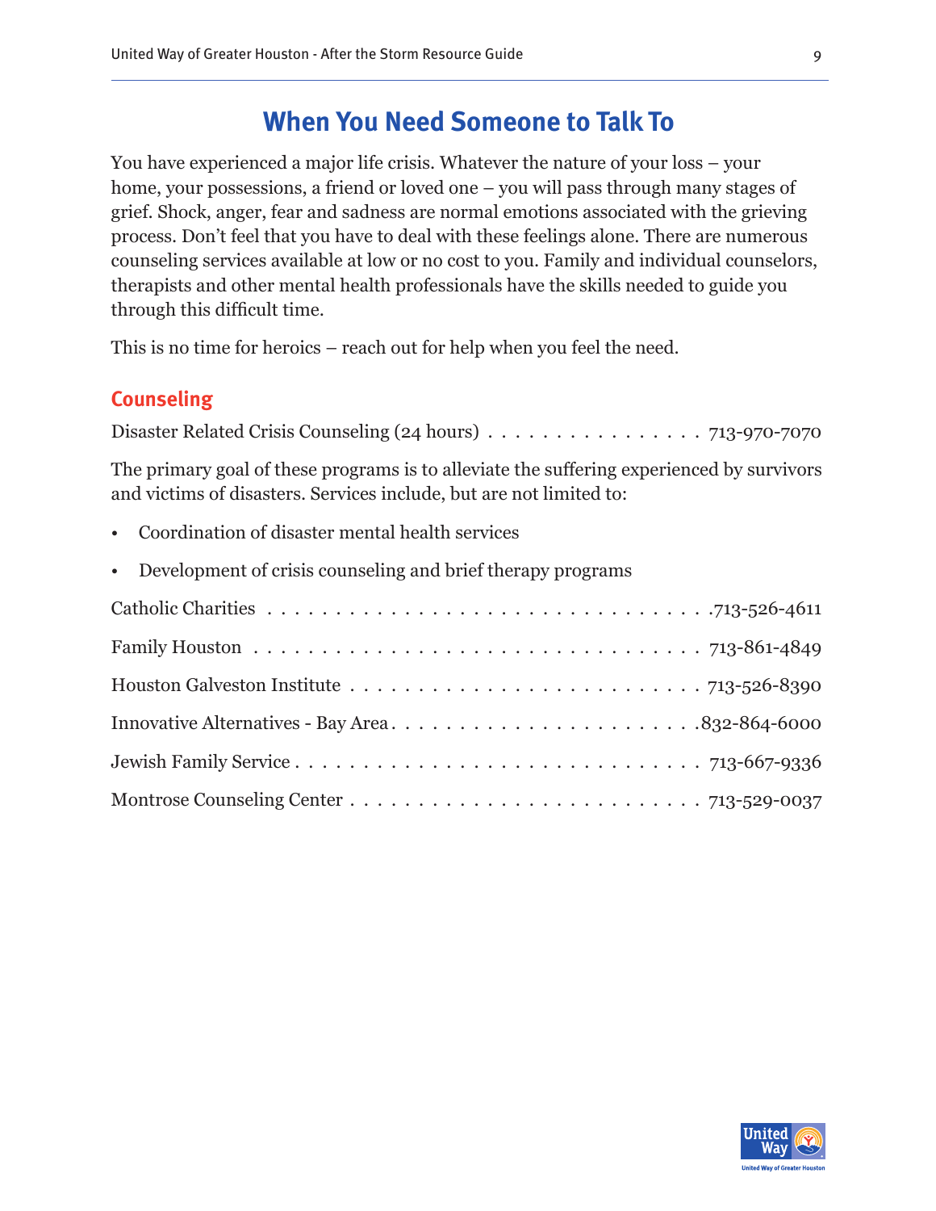# When You Need Someone to Talk To

You have experienced a major life crisis. Whatever the nature of your loss – your home, your possessions, a friend or loved one – you will pass through many stages of grief. Shock, anger, fear and sadness are normal emotions associated with the grieving process. Don't feel that you have to deal with these feelings alone. There are numerous counseling services available at low or no cost to you. Family and individual counselors, therapists and other mental health professionals have the skills needed to guide you through this difficult time.

This is no time for heroics – reach out for help when you feel the need.

## Counseling

Disaster Related Crisis Counseling (24 hours) . . . . . . . . . . . . . . . . 713-970-7070

The primary goal of these programs is to alleviate the suffering experienced by survivors and victims of disasters. Services include, but are not limited to:

- Coordination of disaster mental health services
- Development of crisis counseling and brief therapy programs

Catholic Charities . . . . . . . . . . . . . . . . . . . . . . . . . . . . . . . .713-526-4611

Family Houston . . . . . . . . . . . . . . . . . . . . . . . . . . . . . . . . 713-861-4849

Houston Galveston Institute . . . . . . . . . . . . . . . . . . . . . . . . . . 713-526-8390

Innovative Alternatives - Bay Area . . . . . . . . . . . . . . . . . . . . . . . .832-864-6000

Jewish Family Service . . . . . . . . . . . . . . . . . . . . . . . . . . . . . . 713-667-9336

Montrose Counseling Center . . . . . . . . . . . . . . . . . . . . . . . . . . 713-529-0037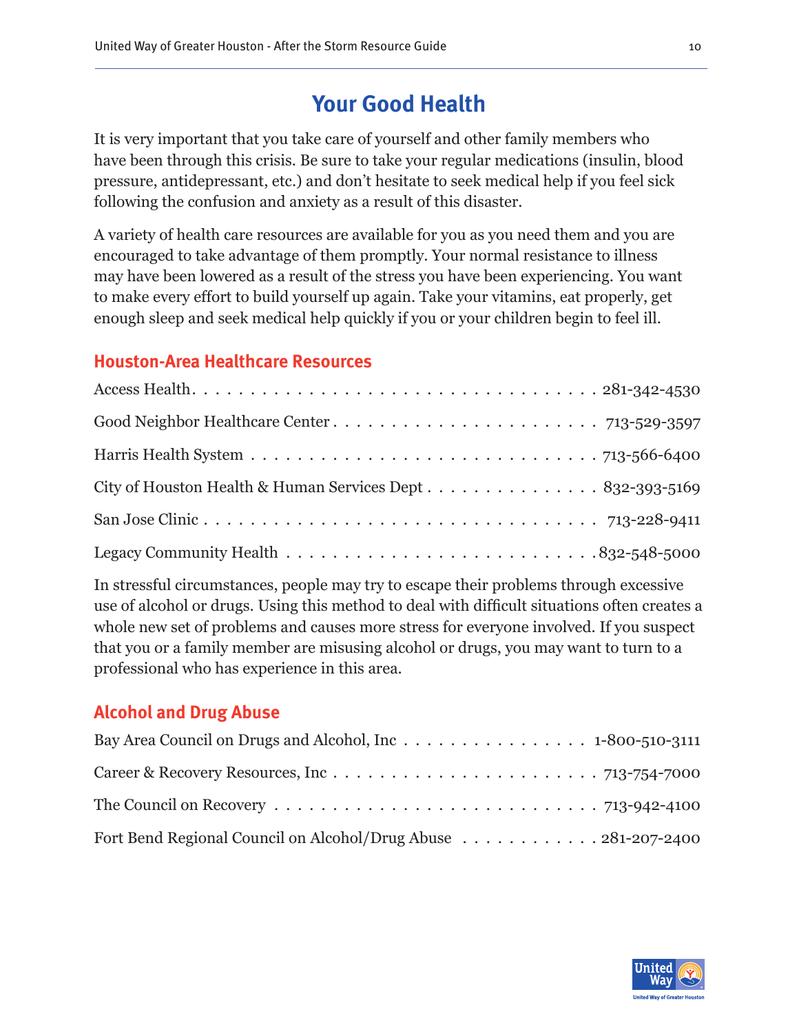# Your Good Health

It is very important that you take care of yourself and other family members who have been through this crisis. Be sure to take your regular medications (insulin, blood pressure, antidepressant, etc.) and don't hesitate to seek medical help if you feel sick following the confusion and anxiety as a result of this disaster.

A variety of health care resources are available for you as you need them and you are encouraged to take advantage of them promptly. Your normal resistance to illness may have been lowered as a result of the stress you have been experiencing. You want to make every effort to build yourself up again. Take your vitamins, eat properly, get enough sleep and seek medical help quickly if you or your children begin to feel ill.

## Houston-Area Healthcare Resources

Access Health . . . . . . . . . . 281-342-4530

Good Neighbor Healthcare Center . . . . . . . . . . 713-529-3597

Harris Health System . . . . . . . . . . 713-566-6400

City of Houston Health & Human Services Dept . . . . . . . . . . 832-393-5169

San Jose Clinic . . . . . . . . . . 713-228-9411

Legacy Community Health . . . . . . . . . . 832-548-5000

In stressful circumstances, people may try to escape their problems through excessive use of alcohol or drugs. Using this method to deal with difficult situations often creates a whole new set of problems and causes more stress for everyone involved. If you suspect that you or a family member are misusing alcohol or drugs, you may want to turn to a professional who has experience in this area.

## Alcohol and Drug Abuse

Bay Area Council on Drugs and Alcohol, Inc . . . . . . . . . . 1-800-510-3111

Career & Recovery Resources, Inc . . . . . . . . . . 713-754-7000

The Council on Recovery . . . . . . . . . . 713-942-4100

Fort Bend Regional Council on Alcohol/Drug Abuse . . . . . . . . . . 281-207-2400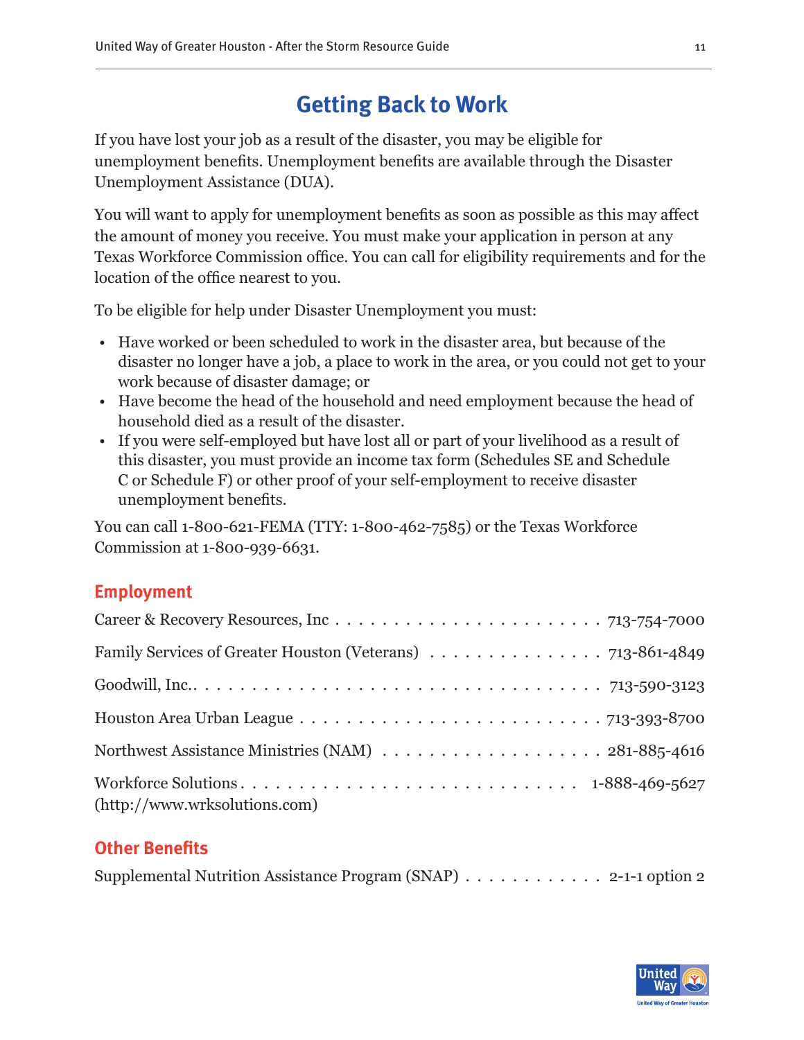# Getting Back to Work

If you have lost your job as a result of the disaster, you may be eligible for unemployment benefits. Unemployment benefits are available through the Disaster Unemployment Assistance (DUA).

You will want to apply for unemployment benefits as soon as possible as this may affect the amount of money you receive. You must make your application in person at any Texas Workforce Commission office. You can call for eligibility requirements and for the location of the office nearest to you.

To be eligible for help under Disaster Unemployment you must:

- Have worked or been scheduled to work in the disaster area, but because of the disaster no longer have a job, a place to work in the area, or you could not get to your work because of disaster damage; or
- Have become the head of the household and need employment because the head of household died as a result of the disaster.
- If you were self-employed but have lost all or part of your livelihood as a result of this disaster, you must provide an income tax form (Schedules SE and Schedule C or Schedule F) or other proof of your self-employment to receive disaster unemployment benefits.

You can call 1-800-621-FEMA (TTY: 1-800-462-7585) or the Texas Workforce Commission at 1-800-939-6631.

## Employment

Career & Recovery Resources, Inc . . . . . . . . . . . . . . . . . . . . . . . 713-754-7000

Family Services of Greater Houston (Veterans) . . . . . . . . . . . . . . . 713-861-4849

Goodwill, Inc.. . . . . . . . . . . . . . . . . . . . . . . . . . . . . . . . . 713-590-3123

Houston Area Urban League . . . . . . . . . . . . . . . . . . . . . . . . . . . 713-393-8700

Northwest Assistance Ministries (NAM) . . . . . . . . . . . . . . . . . . . 281-885-4616

Workforce Solutions . . . . . . . . . . . . . . . . . . . . . . . . . . . . 1-888-469-5627
(http://www.wrksolutions.com)

## Other Benefits

Supplemental Nutrition Assistance Program (SNAP) . . . . . . . . . . . . 2-1-1 option 2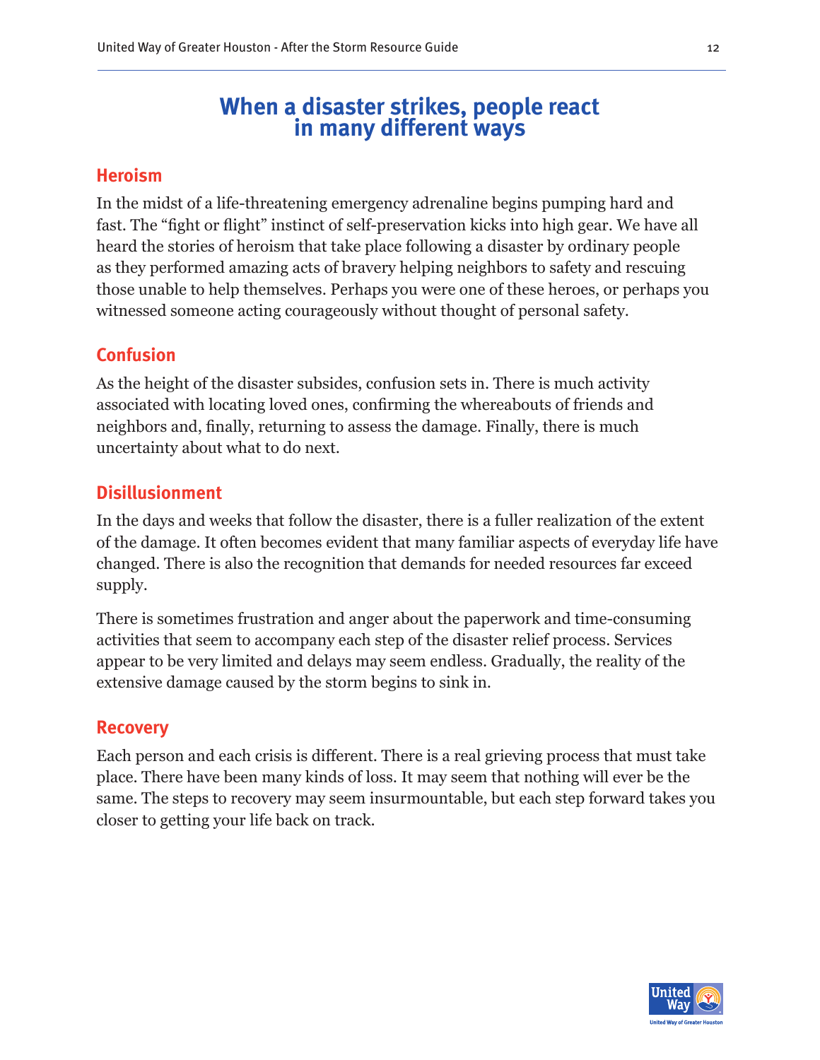# When a disaster strikes, people react in many different ways

## Heroism

In the midst of a life-threatening emergency adrenaline begins pumping hard and fast. The “fight or flight” instinct of self-preservation kicks into high gear. We have all heard the stories of heroism that take place following a disaster by ordinary people as they performed amazing acts of bravery helping neighbors to safety and rescuing those unable to help themselves. Perhaps you were one of these heroes, or perhaps you witnessed someone acting courageously without thought of personal safety.

## Confusion

As the height of the disaster subsides, confusion sets in. There is much activity associated with locating loved ones, confirming the whereabouts of friends and neighbors and, finally, returning to assess the damage. Finally, there is much uncertainty about what to do next.

## Disillusionment

In the days and weeks that follow the disaster, there is a fuller realization of the extent of the damage. It often becomes evident that many familiar aspects of everyday life have changed. There is also the recognition that demands for needed resources far exceed supply.

There is sometimes frustration and anger about the paperwork and time-consuming activities that seem to accompany each step of the disaster relief process. Services appear to be very limited and delays may seem endless. Gradually, the reality of the extensive damage caused by the storm begins to sink in.

## Recovery

Each person and each crisis is different. There is a real grieving process that must take place. There have been many kinds of loss. It may seem that nothing will ever be the same. The steps to recovery may seem insurmountable, but each step forward takes you closer to getting your life back on track.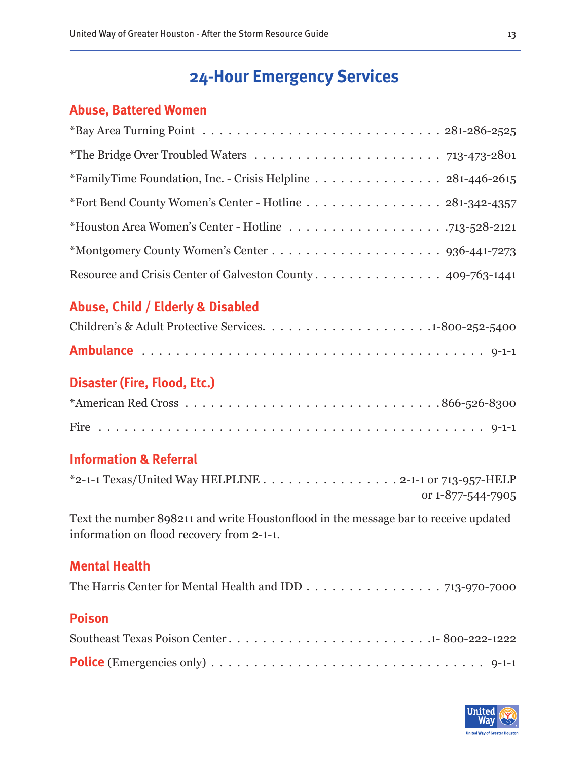# 24-Hour Emergency Services

## Abuse, Battered Women

*Bay Area Turning Point . . . . . . . . . . . . . . . . . . . . . . . . . . . . 281-286-2525

*The Bridge Over Troubled Waters . . . . . . . . . . . . . . . . . . . . . . 713-473-2801

*FamilyTime Foundation, Inc. - Crisis Helpline . . . . . . . . . . . . . . . 281-446-2615

*Fort Bend County Women's Center - Hotline . . . . . . . . . . . . . . . . 281-342-4357

*Houston Area Women's Center - Hotline . . . . . . . . . . . . . . . . . . .713-528-2121

*Montgomery County Women's Center . . . . . . . . . . . . . . . . . . . . 936-441-7273

Resource and Crisis Center of Galveston County . . . . . . . . . . . . . . . 409-763-1441

## Abuse, Child / Elderly & Disabled

Children's & Adult Protective Services. . . . . . . . . . . . . . . . . . . .1-800-252-5400

## Ambulance . . . . . . . . . . . . . . . . . . . . . . . . . . . . . . . . . . 9-1-1

## Disaster (Fire, Flood, Etc.)

*American Red Cross . . . . . . . . . . . . . . . . . . . . . . . . . . . . .866-526-8300

Fire . . . . . . . . . . . . . . . . . . . . . . . . . . . . . . . . . . . . . . . . . 9-1-1

## Information & Referral

*2-1-1 Texas/United Way HELPLINE . . . . . . . . . . . . . . . . . 2-1-1 or 713-957-HELP or 1-877-544-7905

Text the number 898211 and write Houstonflood in the message bar to receive updated information on flood recovery from 2-1-1.

## Mental Health

The Harris Center for Mental Health and IDD . . . . . . . . . . . . . . . . 713-970-7000

## Poison

Southeast Texas Poison Center . . . . . . . . . . . . . . . . . . . . . . . .1- 800-222-1222

## Police (Emergencies only) . . . . . . . . . . . . . . . . . . . . . . . . . . . 9-1-1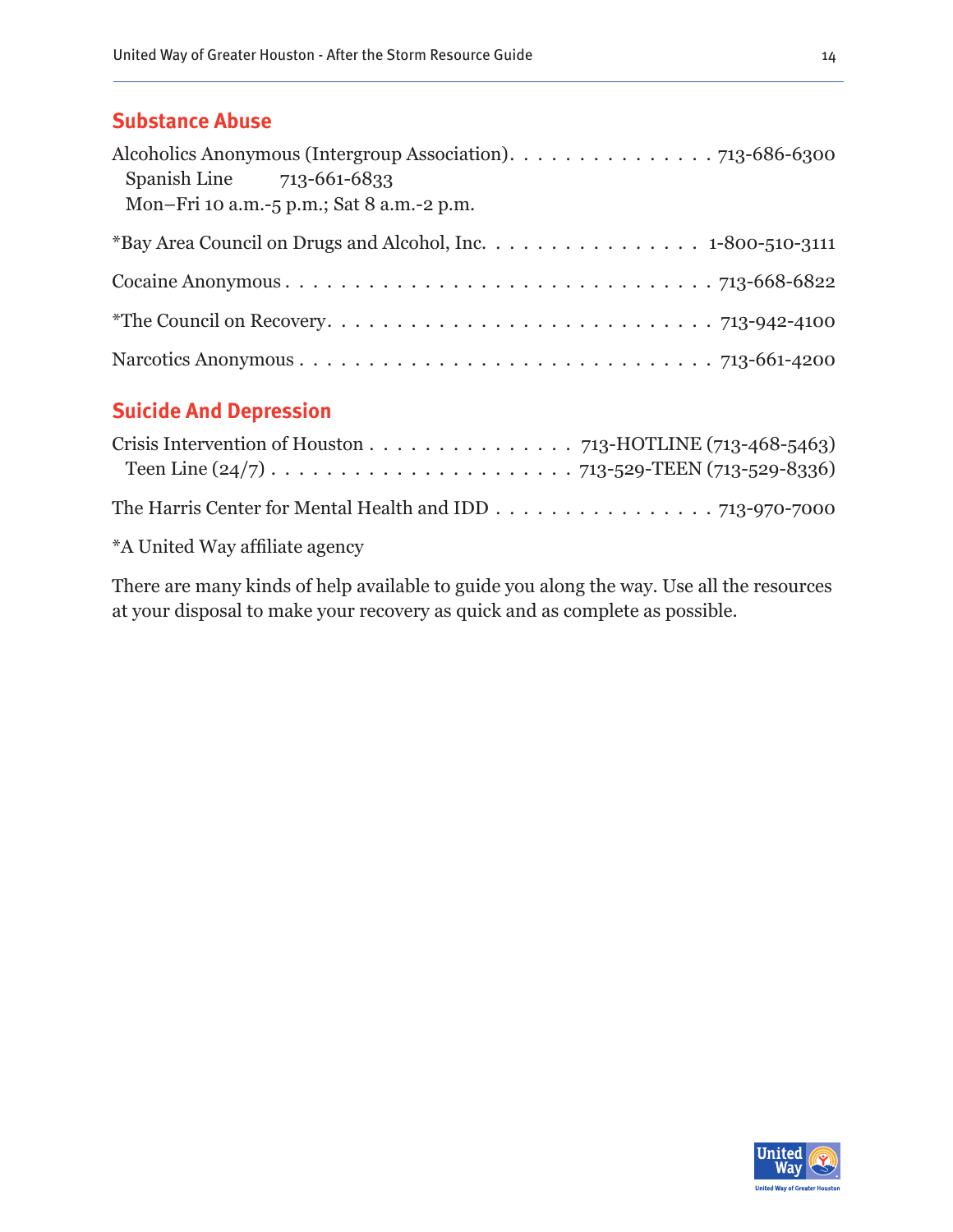## Substance Abuse

Alcoholics Anonymous (Intergroup Association). . . . . . . . . . . . . . . . 713-686-6300
Spanish Line 713-661-6833
Mon–Fri 10 a.m.-5 p.m.; Sat 8 a.m.-2 p.m.

*Bay Area Council on Drugs and Alcohol, Inc. . . . . . . . . . . . . . . . 1-800-510-3111

Cocaine Anonymous . . . . . . . . . . . . . . . . . . . . . . . . . . . . . . 713-668-6822

*The Council on Recovery. . . . . . . . . . . . . . . . . . . . . . . . . . . 713-942-4100

Narcotics Anonymous . . . . . . . . . . . . . . . . . . . . . . . . . . . . . 713-661-4200

## Suicide And Depression

Crisis Intervention of Houston . . . . . . . . . . . . . . . 713-HOTLINE (713-468-5463)
Teen Line (24/7) . . . . . . . . . . . . . . . . . . . . . 713-529-TEEN (713-529-8336)

The Harris Center for Mental Health and IDD . . . . . . . . . . . . . . . . 713-970-7000

*A United Way affiliate agency

There are many kinds of help available to guide you along the way. Use all the resources at your disposal to make your recovery as quick and as complete as possible.